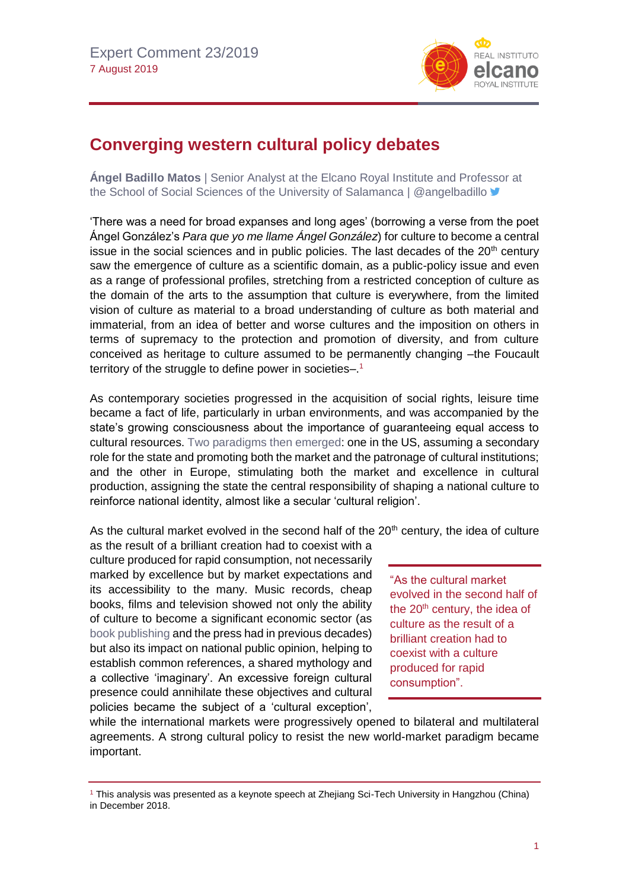Expert Comment 23/2019
7 August 2019

# Converging western cultural policy debates

**Ángel Badillo Matos** | Senior Analyst at the Elcano Royal Institute and Professor at the School of Social Sciences of the University of Salamanca | @angelbadillo

'There was a need for broad expanses and long ages' (borrowing a verse from the poet Ángel González's *Para que yo me llame Ángel González*) for culture to become a central issue in the social sciences and in public policies. The last decades of the 20th century saw the emergence of culture as a scientific domain, as a public-policy issue and even as a range of professional profiles, stretching from a restricted conception of culture as the domain of the arts to the assumption that culture is everywhere, from the limited vision of culture as material to a broad understanding of culture as both material and immaterial, from an idea of better and worse cultures and the imposition on others in terms of supremacy to the protection and promotion of diversity, and from culture conceived as heritage to culture assumed to be permanently changing –the Foucault territory of the struggle to define power in societies–.[1]

As contemporary societies progressed in the acquisition of social rights, leisure time became a fact of life, particularly in urban environments, and was accompanied by the state's growing consciousness about the importance of guaranteeing equal access to cultural resources. Two paradigms then emerged: one in the US, assuming a secondary role for the state and promoting both the market and the patronage of cultural institutions; and the other in Europe, stimulating both the market and excellence in cultural production, assigning the state the central responsibility of shaping a national culture to reinforce national identity, almost like a secular 'cultural religion'.

As the cultural market evolved in the second half of the 20th century, the idea of culture as the result of a brilliant creation had to coexist with a culture produced for rapid consumption, not necessarily marked by excellence but by market expectations and its accessibility to the many. Music records, cheap books, films and television showed not only the ability of culture to become a significant economic sector (as book publishing and the press had in previous decades) but also its impact on national public opinion, helping to establish common references, a shared mythology and a collective 'imaginary'. An excessive foreign cultural presence could annihilate these objectives and cultural policies became the subject of a 'cultural exception', while the international markets were progressively opened to bilateral and multilateral agreements. A strong cultural policy to resist the new world-market paradigm became important.

> "As the cultural market evolved in the second half of the 20th century, the idea of culture as the result of a brilliant creation had to coexist with a culture produced for rapid consumption".

[1] This analysis was presented as a keynote speech at Zhejiang Sci-Tech University in Hangzhou (China) in December 2018.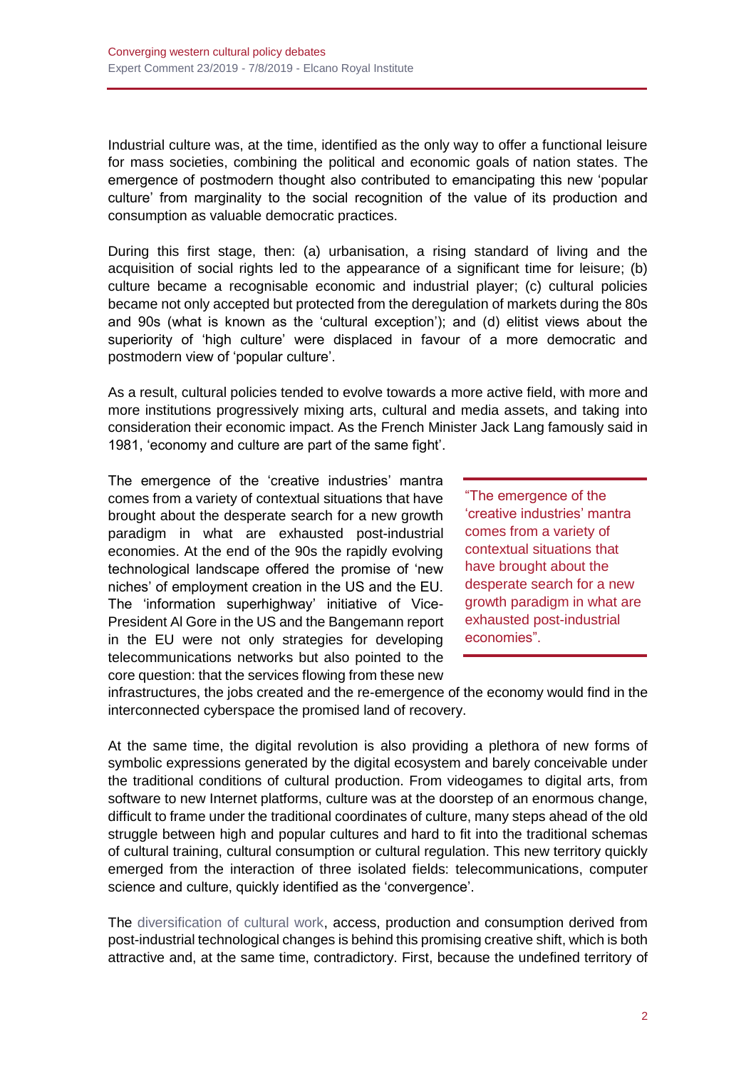Industrial culture was, at the time, identified as the only way to offer a functional leisure for mass societies, combining the political and economic goals of nation states. The emergence of postmodern thought also contributed to emancipating this new 'popular culture' from marginality to the social recognition of the value of its production and consumption as valuable democratic practices.

During this first stage, then: (a) urbanisation, a rising standard of living and the acquisition of social rights led to the appearance of a significant time for leisure; (b) culture became a recognisable economic and industrial player; (c) cultural policies became not only accepted but protected from the deregulation of markets during the 80s and 90s (what is known as the 'cultural exception'); and (d) elitist views about the superiority of 'high culture' were displaced in favour of a more democratic and postmodern view of 'popular culture'.

As a result, cultural policies tended to evolve towards a more active field, with more and more institutions progressively mixing arts, cultural and media assets, and taking into consideration their economic impact. As the French Minister Jack Lang famously said in 1981, 'economy and culture are part of the same fight'.

The emergence of the 'creative industries' mantra comes from a variety of contextual situations that have brought about the desperate search for a new growth paradigm in what are exhausted post-industrial economies. At the end of the 90s the rapidly evolving technological landscape offered the promise of 'new niches' of employment creation in the US and the EU. The 'information superhighway' initiative of Vice-President Al Gore in the US and the Bangemann report in the EU were not only strategies for developing telecommunications networks but also pointed to the core question: that the services flowing from these new infrastructures, the jobs created and the re-emergence of the economy would find in the interconnected cyberspace the promised land of recovery.

> "The emergence of the 'creative industries' mantra comes from a variety of contextual situations that have brought about the desperate search for a new growth paradigm in what are exhausted post-industrial economies".

At the same time, the digital revolution is also providing a plethora of new forms of symbolic expressions generated by the digital ecosystem and barely conceivable under the traditional conditions of cultural production. From videogames to digital arts, from software to new Internet platforms, culture was at the doorstep of an enormous change, difficult to frame under the traditional coordinates of culture, many steps ahead of the old struggle between high and popular cultures and hard to fit into the traditional schemas of cultural training, cultural consumption or cultural regulation. This new territory quickly emerged from the interaction of three isolated fields: telecommunications, computer science and culture, quickly identified as the 'convergence'.

The diversification of cultural work, access, production and consumption derived from post-industrial technological changes is behind this promising creative shift, which is both attractive and, at the same time, contradictory. First, because the undefined territory of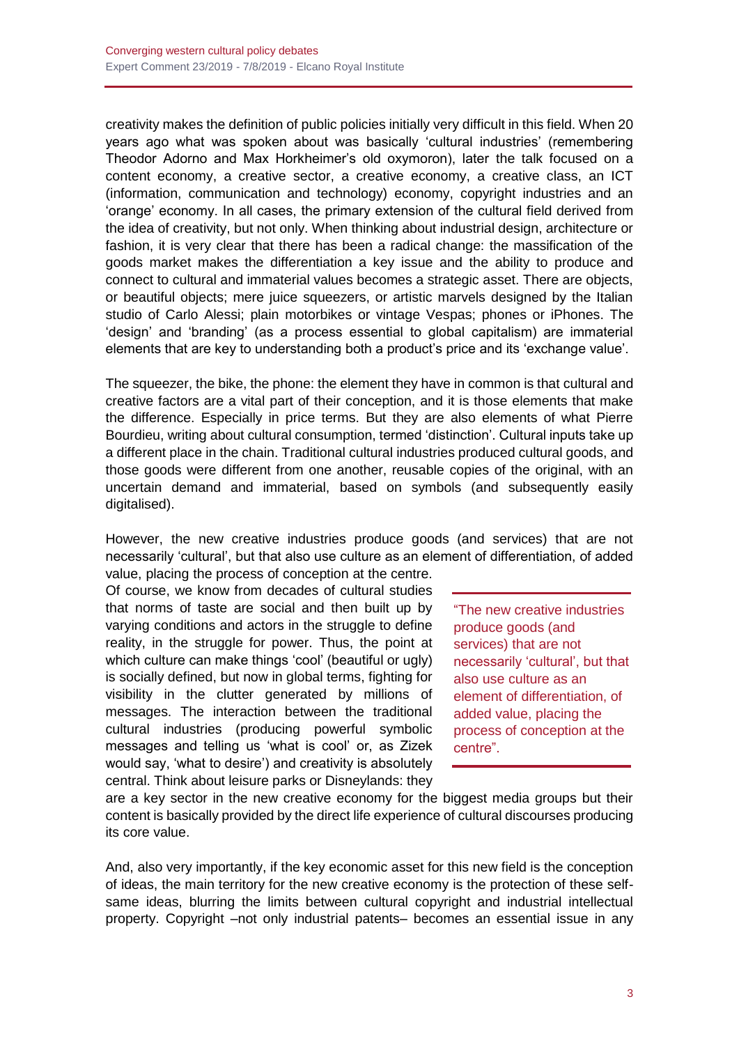creativity makes the definition of public policies initially very difficult in this field. When 20 years ago what was spoken about was basically 'cultural industries' (remembering Theodor Adorno and Max Horkheimer's old oxymoron), later the talk focused on a content economy, a creative sector, a creative economy, a creative class, an ICT (information, communication and technology) economy, copyright industries and an 'orange' economy. In all cases, the primary extension of the cultural field derived from the idea of creativity, but not only. When thinking about industrial design, architecture or fashion, it is very clear that there has been a radical change: the massification of the goods market makes the differentiation a key issue and the ability to produce and connect to cultural and immaterial values becomes a strategic asset. There are objects, or beautiful objects; mere juice squeezers, or artistic marvels designed by the Italian studio of Carlo Alessi; plain motorbikes or vintage Vespas; phones or iPhones. The 'design' and 'branding' (as a process essential to global capitalism) are immaterial elements that are key to understanding both a product's price and its 'exchange value'.

The squeezer, the bike, the phone: the element they have in common is that cultural and creative factors are a vital part of their conception, and it is those elements that make the difference. Especially in price terms. But they are also elements of what Pierre Bourdieu, writing about cultural consumption, termed 'distinction'. Cultural inputs take up a different place in the chain. Traditional cultural industries produced cultural goods, and those goods were different from one another, reusable copies of the original, with an uncertain demand and immaterial, based on symbols (and subsequently easily digitalised).

However, the new creative industries produce goods (and services) that are not necessarily 'cultural', but that also use culture as an element of differentiation, of added value, placing the process of conception at the centre. Of course, we know from decades of cultural studies that norms of taste are social and then built up by varying conditions and actors in the struggle to define reality, in the struggle for power. Thus, the point at which culture can make things 'cool' (beautiful or ugly) is socially defined, but now in global terms, fighting for visibility in the clutter generated by millions of messages. The interaction between the traditional cultural industries (producing powerful symbolic messages and telling us 'what is cool' or, as Zizek would say, 'what to desire') and creativity is absolutely central. Think about leisure parks or Disneylands: they are a key sector in the new creative economy for the biggest media groups but their content is basically provided by the direct life experience of cultural discourses producing its core value.

> "The new creative industries produce goods (and services) that are not necessarily 'cultural', but that also use culture as an element of differentiation, of added value, placing the process of conception at the centre".

And, also very importantly, if the key economic asset for this new field is the conception of ideas, the main territory for the new creative economy is the protection of these self-same ideas, blurring the limits between cultural copyright and industrial intellectual property. Copyright –not only industrial patents– becomes an essential issue in any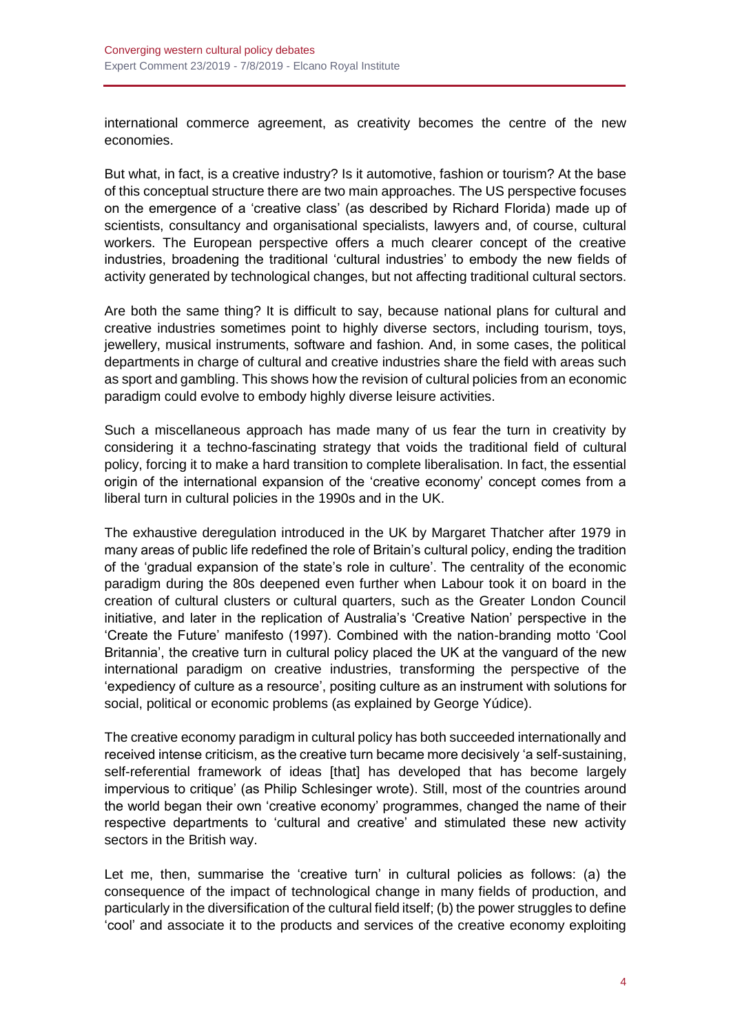international commerce agreement, as creativity becomes the centre of the new economies.

But what, in fact, is a creative industry? Is it automotive, fashion or tourism? At the base of this conceptual structure there are two main approaches. The US perspective focuses on the emergence of a 'creative class' (as described by Richard Florida) made up of scientists, consultancy and organisational specialists, lawyers and, of course, cultural workers. The European perspective offers a much clearer concept of the creative industries, broadening the traditional 'cultural industries' to embody the new fields of activity generated by technological changes, but not affecting traditional cultural sectors.

Are both the same thing? It is difficult to say, because national plans for cultural and creative industries sometimes point to highly diverse sectors, including tourism, toys, jewellery, musical instruments, software and fashion. And, in some cases, the political departments in charge of cultural and creative industries share the field with areas such as sport and gambling. This shows how the revision of cultural policies from an economic paradigm could evolve to embody highly diverse leisure activities.

Such a miscellaneous approach has made many of us fear the turn in creativity by considering it a techno-fascinating strategy that voids the traditional field of cultural policy, forcing it to make a hard transition to complete liberalisation. In fact, the essential origin of the international expansion of the 'creative economy' concept comes from a liberal turn in cultural policies in the 1990s and in the UK.

The exhaustive deregulation introduced in the UK by Margaret Thatcher after 1979 in many areas of public life redefined the role of Britain's cultural policy, ending the tradition of the 'gradual expansion of the state's role in culture'. The centrality of the economic paradigm during the 80s deepened even further when Labour took it on board in the creation of cultural clusters or cultural quarters, such as the Greater London Council initiative, and later in the replication of Australia's 'Creative Nation' perspective in the 'Create the Future' manifesto (1997). Combined with the nation-branding motto 'Cool Britannia', the creative turn in cultural policy placed the UK at the vanguard of the new international paradigm on creative industries, transforming the perspective of the 'expediency of culture as a resource', positing culture as an instrument with solutions for social, political or economic problems (as explained by George Yúdice).

The creative economy paradigm in cultural policy has both succeeded internationally and received intense criticism, as the creative turn became more decisively 'a self-sustaining, self-referential framework of ideas [that] has developed that has become largely impervious to critique' (as Philip Schlesinger wrote). Still, most of the countries around the world began their own 'creative economy' programmes, changed the name of their respective departments to 'cultural and creative' and stimulated these new activity sectors in the British way.

Let me, then, summarise the 'creative turn' in cultural policies as follows: (a) the consequence of the impact of technological change in many fields of production, and particularly in the diversification of the cultural field itself; (b) the power struggles to define 'cool' and associate it to the products and services of the creative economy exploiting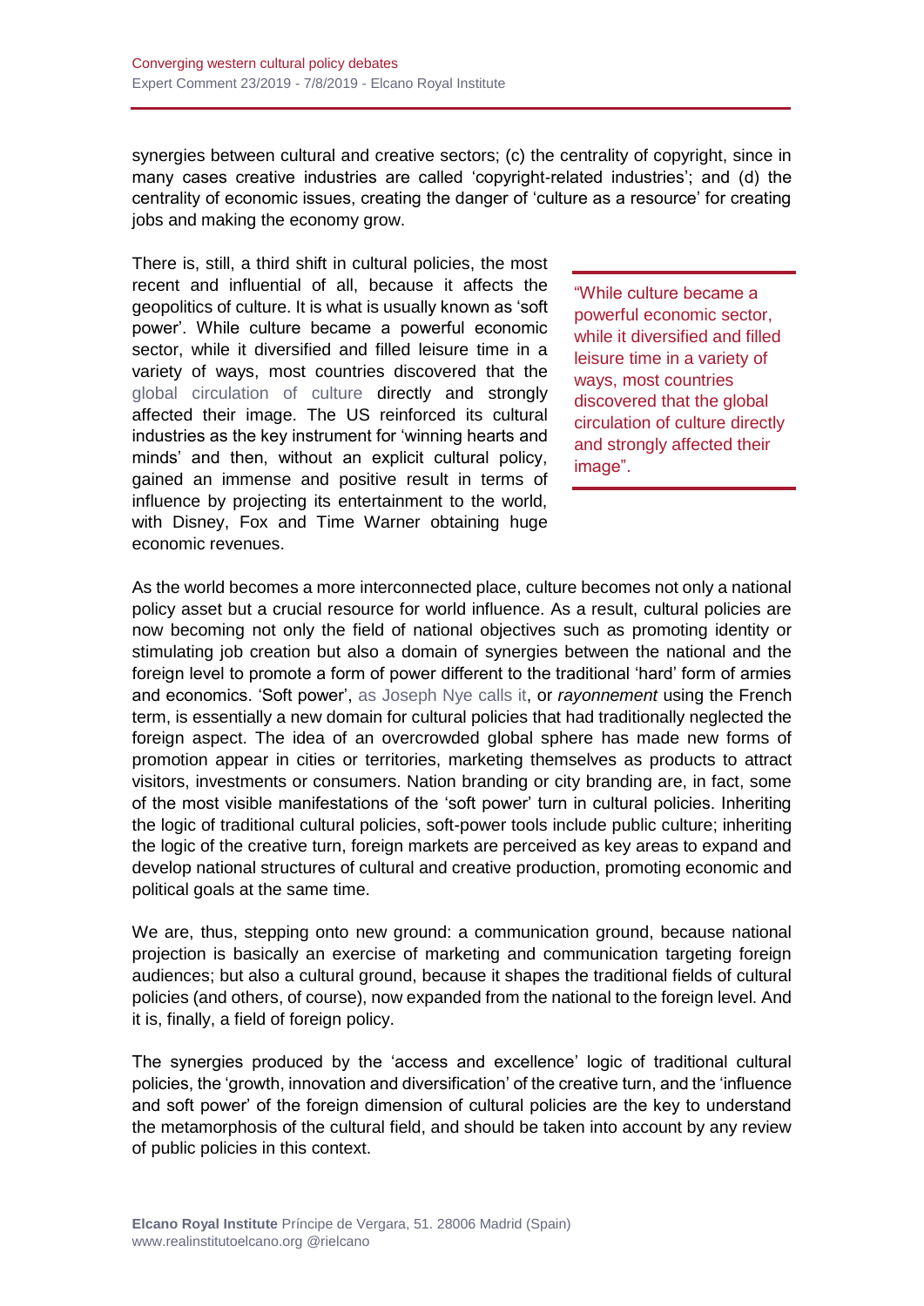synergies between cultural and creative sectors; (c) the centrality of copyright, since in many cases creative industries are called 'copyright-related industries'; and (d) the centrality of economic issues, creating the danger of 'culture as a resource' for creating jobs and making the economy grow.

There is, still, a third shift in cultural policies, the most recent and influential of all, because it affects the geopolitics of culture. It is what is usually known as 'soft power'. While culture became a powerful economic sector, while it diversified and filled leisure time in a variety of ways, most countries discovered that the global circulation of culture directly and strongly affected their image. The US reinforced its cultural industries as the key instrument for 'winning hearts and minds' and then, without an explicit cultural policy, gained an immense and positive result in terms of influence by projecting its entertainment to the world, with Disney, Fox and Time Warner obtaining huge economic revenues.

> "While culture became a powerful economic sector, while it diversified and filled leisure time in a variety of ways, most countries discovered that the global circulation of culture directly and strongly affected their image".

As the world becomes a more interconnected place, culture becomes not only a national policy asset but a crucial resource for world influence. As a result, cultural policies are now becoming not only the field of national objectives such as promoting identity or stimulating job creation but also a domain of synergies between the national and the foreign level to promote a form of power different to the traditional 'hard' form of armies and economics. 'Soft power', as Joseph Nye calls it, or *rayonnement* using the French term, is essentially a new domain for cultural policies that had traditionally neglected the foreign aspect. The idea of an overcrowded global sphere has made new forms of promotion appear in cities or territories, marketing themselves as products to attract visitors, investments or consumers. Nation branding or city branding are, in fact, some of the most visible manifestations of the 'soft power' turn in cultural policies. Inheriting the logic of traditional cultural policies, soft-power tools include public culture; inheriting the logic of the creative turn, foreign markets are perceived as key areas to expand and develop national structures of cultural and creative production, promoting economic and political goals at the same time.

We are, thus, stepping onto new ground: a communication ground, because national projection is basically an exercise of marketing and communication targeting foreign audiences; but also a cultural ground, because it shapes the traditional fields of cultural policies (and others, of course), now expanded from the national to the foreign level. And it is, finally, a field of foreign policy.

The synergies produced by the 'access and excellence' logic of traditional cultural policies, the 'growth, innovation and diversification' of the creative turn, and the 'influence and soft power' of the foreign dimension of cultural policies are the key to understand the metamorphosis of the cultural field, and should be taken into account by any review of public policies in this context.